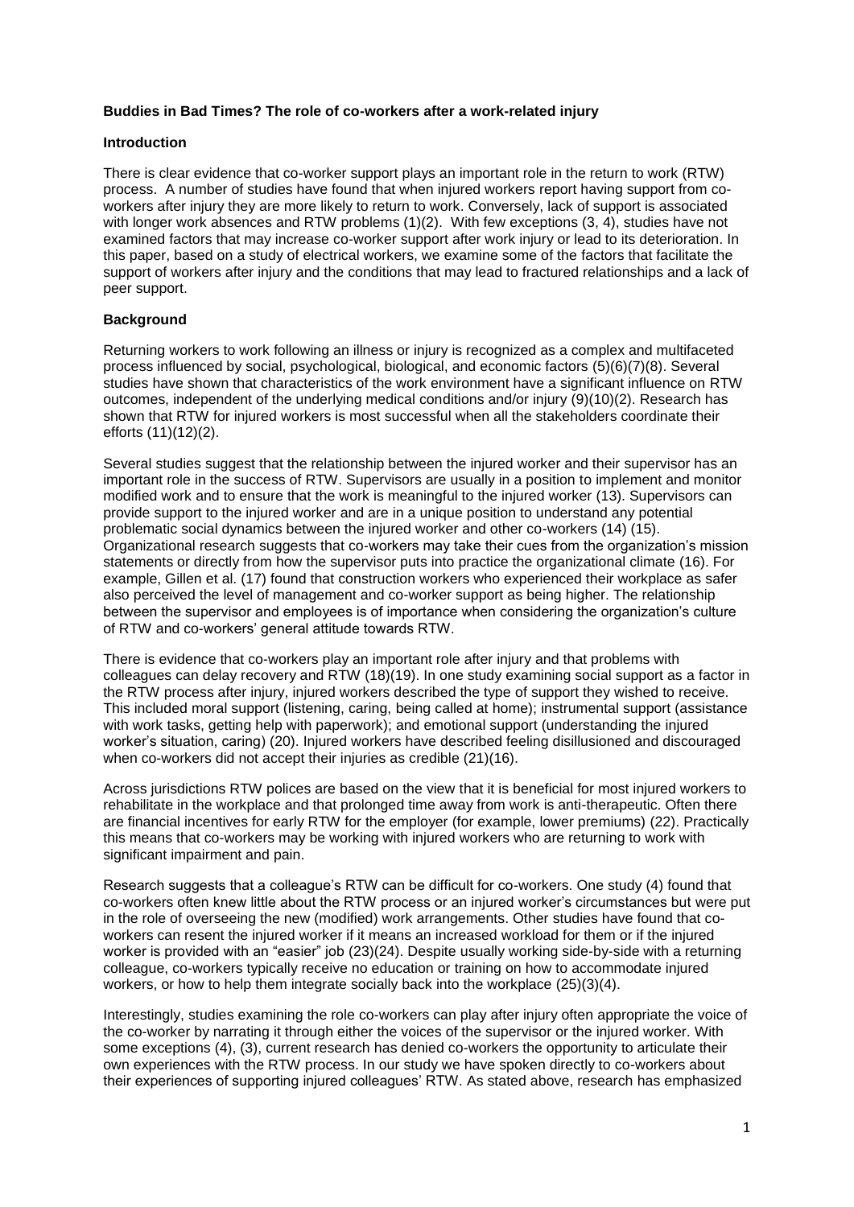**Buddies in Bad Times? The role of co-workers after a work-related injury**

**Introduction**

There is clear evidence that co-worker support plays an important role in the return to work (RTW) process. A number of studies have found that when injured workers report having support from co-workers after injury they are more likely to return to work. Conversely, lack of support is associated with longer work absences and RTW problems (1)(2). With few exceptions (3, 4), studies have not examined factors that may increase co-worker support after work injury or lead to its deterioration. In this paper, based on a study of electrical workers, we examine some of the factors that facilitate the support of workers after injury and the conditions that may lead to fractured relationships and a lack of peer support.

**Background**

Returning workers to work following an illness or injury is recognized as a complex and multifaceted process influenced by social, psychological, biological, and economic factors (5)(6)(7)(8). Several studies have shown that characteristics of the work environment have a significant influence on RTW outcomes, independent of the underlying medical conditions and/or injury (9)(10)(2). Research has shown that RTW for injured workers is most successful when all the stakeholders coordinate their efforts (11)(12)(2).

Several studies suggest that the relationship between the injured worker and their supervisor has an important role in the success of RTW. Supervisors are usually in a position to implement and monitor modified work and to ensure that the work is meaningful to the injured worker (13). Supervisors can provide support to the injured worker and are in a unique position to understand any potential problematic social dynamics between the injured worker and other co-workers (14) (15). Organizational research suggests that co-workers may take their cues from the organization's mission statements or directly from how the supervisor puts into practice the organizational climate (16). For example, Gillen et al. (17) found that construction workers who experienced their workplace as safer also perceived the level of management and co-worker support as being higher. The relationship between the supervisor and employees is of importance when considering the organization's culture of RTW and co-workers' general attitude towards RTW.

There is evidence that co-workers play an important role after injury and that problems with colleagues can delay recovery and RTW (18)(19). In one study examining social support as a factor in the RTW process after injury, injured workers described the type of support they wished to receive. This included moral support (listening, caring, being called at home); instrumental support (assistance with work tasks, getting help with paperwork); and emotional support (understanding the injured worker's situation, caring) (20). Injured workers have described feeling disillusioned and discouraged when co-workers did not accept their injuries as credible (21)(16).

Across jurisdictions RTW polices are based on the view that it is beneficial for most injured workers to rehabilitate in the workplace and that prolonged time away from work is anti-therapeutic. Often there are financial incentives for early RTW for the employer (for example, lower premiums) (22). Practically this means that co-workers may be working with injured workers who are returning to work with significant impairment and pain.

Research suggests that a colleague's RTW can be difficult for co-workers. One study (4) found that co-workers often knew little about the RTW process or an injured worker's circumstances but were put in the role of overseeing the new (modified) work arrangements. Other studies have found that co-workers can resent the injured worker if it means an increased workload for them or if the injured worker is provided with an "easier" job (23)(24). Despite usually working side-by-side with a returning colleague, co-workers typically receive no education or training on how to accommodate injured workers, or how to help them integrate socially back into the workplace (25)(3)(4).

Interestingly, studies examining the role co-workers can play after injury often appropriate the voice of the co-worker by narrating it through either the voices of the supervisor or the injured worker. With some exceptions (4), (3), current research has denied co-workers the opportunity to articulate their own experiences with the RTW process. In our study we have spoken directly to co-workers about their experiences of supporting injured colleagues' RTW. As stated above, research has emphasized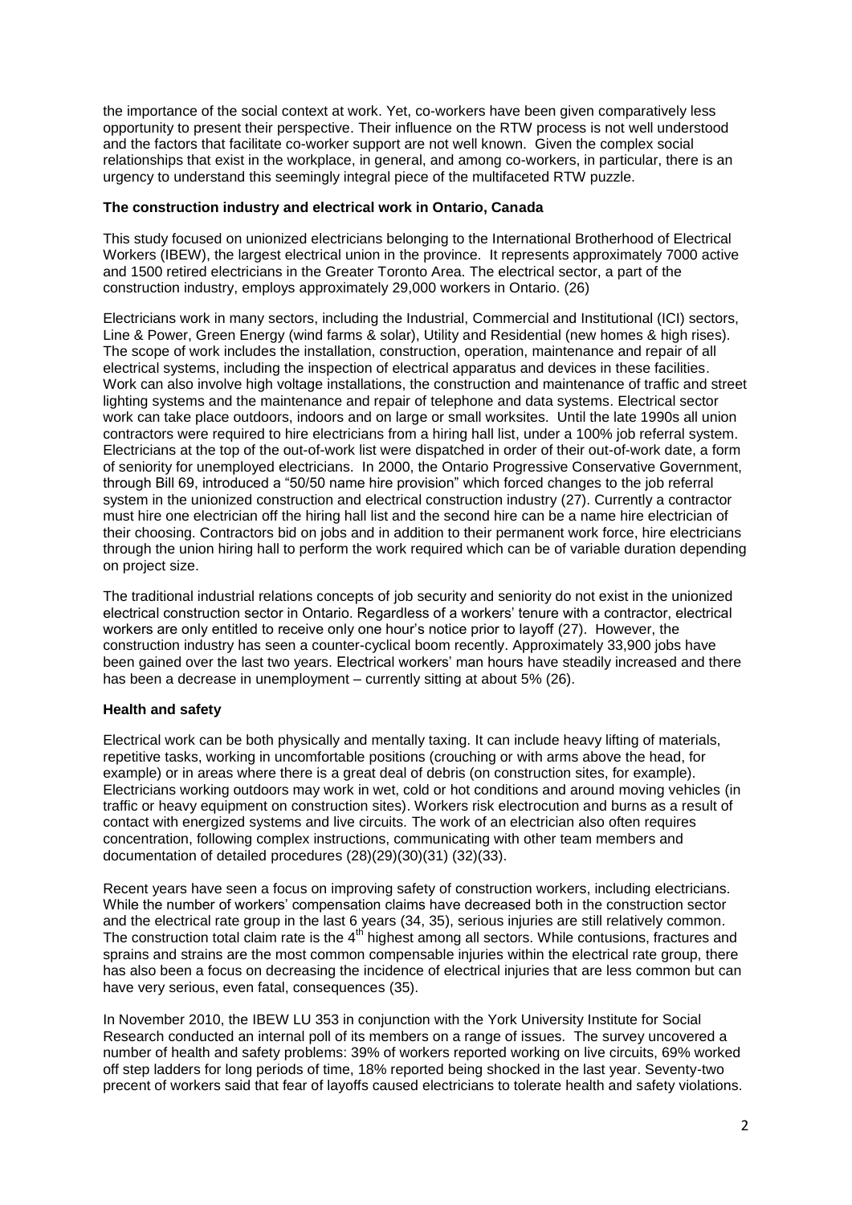the importance of the social context at work. Yet, co-workers have been given comparatively less opportunity to present their perspective. Their influence on the RTW process is not well understood and the factors that facilitate co-worker support are not well known. Given the complex social relationships that exist in the workplace, in general, and among co-workers, in particular, there is an urgency to understand this seemingly integral piece of the multifaceted RTW puzzle.

**The construction industry and electrical work in Ontario, Canada**

This study focused on unionized electricians belonging to the International Brotherhood of Electrical Workers (IBEW), the largest electrical union in the province. It represents approximately 7000 active and 1500 retired electricians in the Greater Toronto Area. The electrical sector, a part of the construction industry, employs approximately 29,000 workers in Ontario. (26)

Electricians work in many sectors, including the Industrial, Commercial and Institutional (ICI) sectors, Line & Power, Green Energy (wind farms & solar), Utility and Residential (new homes & high rises). The scope of work includes the installation, construction, operation, maintenance and repair of all electrical systems, including the inspection of electrical apparatus and devices in these facilities. Work can also involve high voltage installations, the construction and maintenance of traffic and street lighting systems and the maintenance and repair of telephone and data systems. Electrical sector work can take place outdoors, indoors and on large or small worksites. Until the late 1990s all union contractors were required to hire electricians from a hiring hall list, under a 100% job referral system. Electricians at the top of the out-of-work list were dispatched in order of their out-of-work date, a form of seniority for unemployed electricians. In 2000, the Ontario Progressive Conservative Government, through Bill 69, introduced a "50/50 name hire provision" which forced changes to the job referral system in the unionized construction and electrical construction industry (27). Currently a contractor must hire one electrician off the hiring hall list and the second hire can be a name hire electrician of their choosing. Contractors bid on jobs and in addition to their permanent work force, hire electricians through the union hiring hall to perform the work required which can be of variable duration depending on project size.

The traditional industrial relations concepts of job security and seniority do not exist in the unionized electrical construction sector in Ontario. Regardless of a workers' tenure with a contractor, electrical workers are only entitled to receive only one hour's notice prior to layoff (27). However, the construction industry has seen a counter-cyclical boom recently. Approximately 33,900 jobs have been gained over the last two years. Electrical workers' man hours have steadily increased and there has been a decrease in unemployment – currently sitting at about 5% (26).

**Health and safety**

Electrical work can be both physically and mentally taxing. It can include heavy lifting of materials, repetitive tasks, working in uncomfortable positions (crouching or with arms above the head, for example) or in areas where there is a great deal of debris (on construction sites, for example). Electricians working outdoors may work in wet, cold or hot conditions and around moving vehicles (in traffic or heavy equipment on construction sites). Workers risk electrocution and burns as a result of contact with energized systems and live circuits. The work of an electrician also often requires concentration, following complex instructions, communicating with other team members and documentation of detailed procedures (28)(29)(30)(31) (32)(33).

Recent years have seen a focus on improving safety of construction workers, including electricians. While the number of workers' compensation claims have decreased both in the construction sector and the electrical rate group in the last 6 years (34, 35), serious injuries are still relatively common. The construction total claim rate is the 4th highest among all sectors. While contusions, fractures and sprains and strains are the most common compensable injuries within the electrical rate group, there has also been a focus on decreasing the incidence of electrical injuries that are less common but can have very serious, even fatal, consequences (35).

In November 2010, the IBEW LU 353 in conjunction with the York University Institute for Social Research conducted an internal poll of its members on a range of issues. The survey uncovered a number of health and safety problems: 39% of workers reported working on live circuits, 69% worked off step ladders for long periods of time, 18% reported being shocked in the last year. Seventy-two precent of workers said that fear of layoffs caused electricians to tolerate health and safety violations.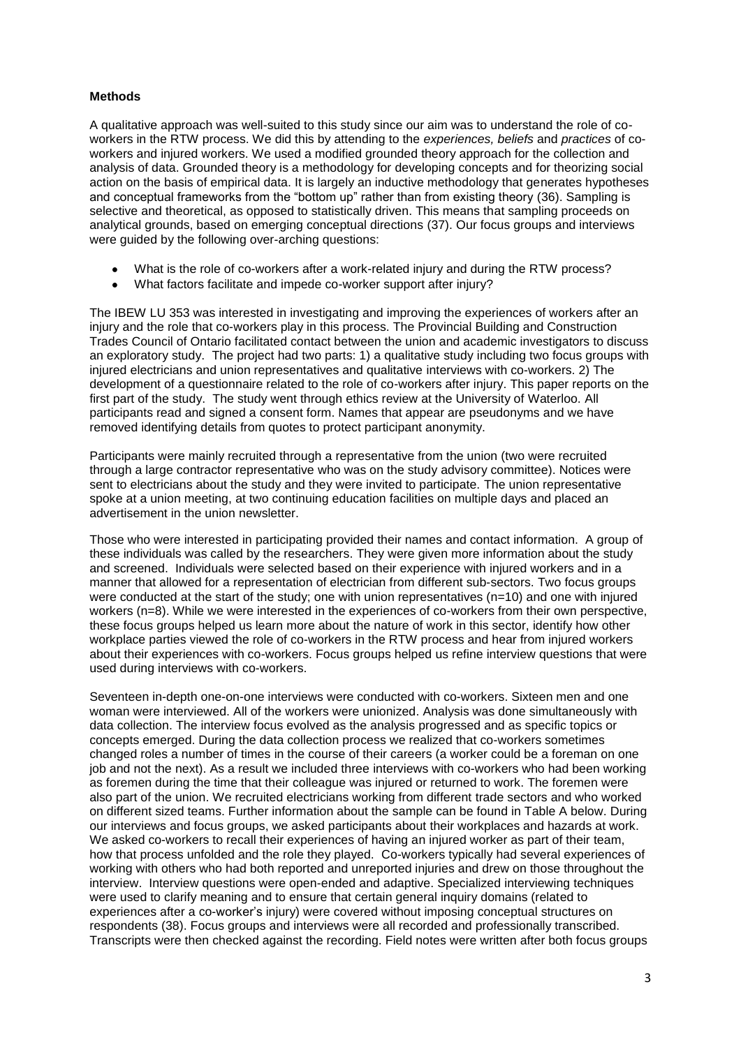**Methods**

A qualitative approach was well-suited to this study since our aim was to understand the role of co-workers in the RTW process. We did this by attending to the *experiences, beliefs* and *practices* of co-workers and injured workers. We used a modified grounded theory approach for the collection and analysis of data. Grounded theory is a methodology for developing concepts and for theorizing social action on the basis of empirical data. It is largely an inductive methodology that generates hypotheses and conceptual frameworks from the "bottom up" rather than from existing theory (36). Sampling is selective and theoretical, as opposed to statistically driven. This means that sampling proceeds on analytical grounds, based on emerging conceptual directions (37). Our focus groups and interviews were guided by the following over-arching questions:

- What is the role of co-workers after a work-related injury and during the RTW process?
- What factors facilitate and impede co-worker support after injury?

The IBEW LU 353 was interested in investigating and improving the experiences of workers after an injury and the role that co-workers play in this process. The Provincial Building and Construction Trades Council of Ontario facilitated contact between the union and academic investigators to discuss an exploratory study. The project had two parts: 1) a qualitative study including two focus groups with injured electricians and union representatives and qualitative interviews with co-workers. 2) The development of a questionnaire related to the role of co-workers after injury. This paper reports on the first part of the study. The study went through ethics review at the University of Waterloo. All participants read and signed a consent form. Names that appear are pseudonyms and we have removed identifying details from quotes to protect participant anonymity.

Participants were mainly recruited through a representative from the union (two were recruited through a large contractor representative who was on the study advisory committee). Notices were sent to electricians about the study and they were invited to participate. The union representative spoke at a union meeting, at two continuing education facilities on multiple days and placed an advertisement in the union newsletter.

Those who were interested in participating provided their names and contact information. A group of these individuals was called by the researchers. They were given more information about the study and screened. Individuals were selected based on their experience with injured workers and in a manner that allowed for a representation of electrician from different sub-sectors. Two focus groups were conducted at the start of the study; one with union representatives (n=10) and one with injured workers (n=8). While we were interested in the experiences of co-workers from their own perspective, these focus groups helped us learn more about the nature of work in this sector, identify how other workplace parties viewed the role of co-workers in the RTW process and hear from injured workers about their experiences with co-workers. Focus groups helped us refine interview questions that were used during interviews with co-workers.

Seventeen in-depth one-on-one interviews were conducted with co-workers. Sixteen men and one woman were interviewed. All of the workers were unionized. Analysis was done simultaneously with data collection. The interview focus evolved as the analysis progressed and as specific topics or concepts emerged. During the data collection process we realized that co-workers sometimes changed roles a number of times in the course of their careers (a worker could be a foreman on one job and not the next). As a result we included three interviews with co-workers who had been working as foremen during the time that their colleague was injured or returned to work. The foremen were also part of the union. We recruited electricians working from different trade sectors and who worked on different sized teams. Further information about the sample can be found in Table A below. During our interviews and focus groups, we asked participants about their workplaces and hazards at work. We asked co-workers to recall their experiences of having an injured worker as part of their team, how that process unfolded and the role they played. Co-workers typically had several experiences of working with others who had both reported and unreported injuries and drew on those throughout the interview. Interview questions were open-ended and adaptive. Specialized interviewing techniques were used to clarify meaning and to ensure that certain general inquiry domains (related to experiences after a co-worker's injury) were covered without imposing conceptual structures on respondents (38). Focus groups and interviews were all recorded and professionally transcribed. Transcripts were then checked against the recording. Field notes were written after both focus groups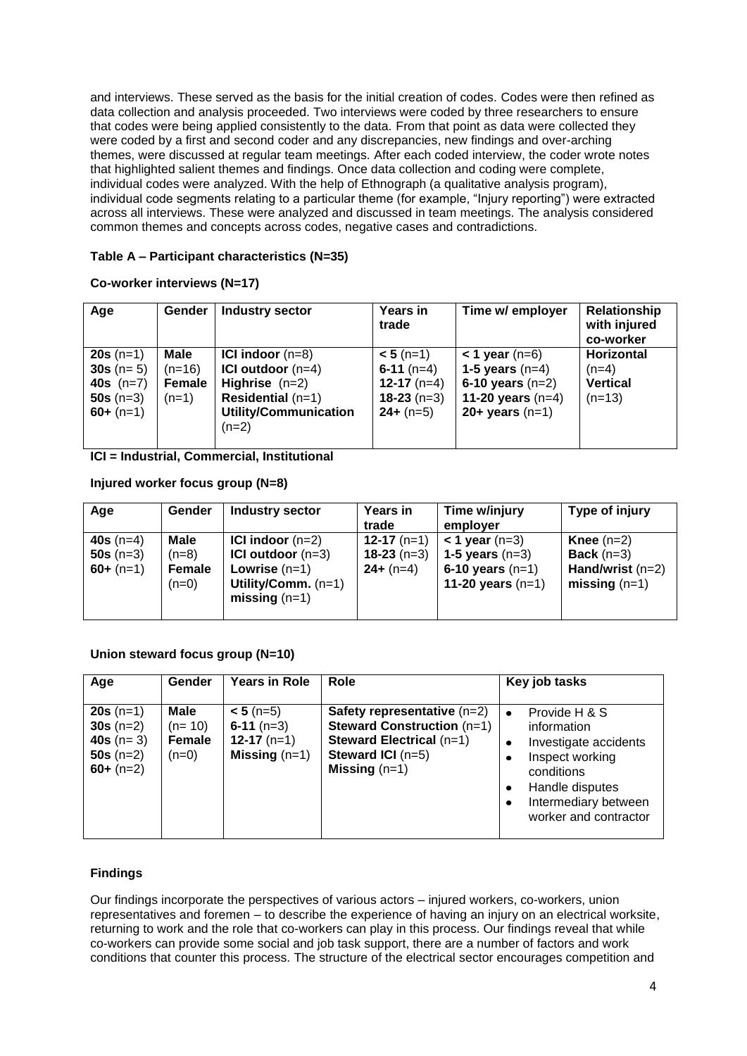and interviews. These served as the basis for the initial creation of codes. Codes were then refined as data collection and analysis proceeded. Two interviews were coded by three researchers to ensure that codes were being applied consistently to the data. From that point as data were collected they were coded by a first and second coder and any discrepancies, new findings and over-arching themes, were discussed at regular team meetings. After each coded interview, the coder wrote notes that highlighted salient themes and findings. Once data collection and coding were complete, individual codes were analyzed. With the help of Ethnograph (a qualitative analysis program), individual code segments relating to a particular theme (for example, "Injury reporting") were extracted across all interviews. These were analyzed and discussed in team meetings. The analysis considered common themes and concepts across codes, negative cases and contradictions.

**Table A – Participant characteristics (N=35)**

**Co-worker interviews (N=17)**

| Age | Gender | Industry sector | Years in trade | Time w/ employer | Relationship with injured co-worker |
|---|---|---|---|---|---|
| **20s** (n=1)<br>**30s** (n= 5)<br>**40s** (n=7)<br>**50s** (n=3)<br>**60+** (n=1) | **Male** (n=16)<br>**Female** (n=1) | **ICI indoor** (n=8)<br>**ICI outdoor** (n=4)<br>**Highrise** (n=2)<br>**Residential** (n=1)<br>**Utility/Communication** (n=2) | **< 5** (n=1)<br>**6-11** (n=4)<br>**12-17** (n=4)<br>**18-23** (n=3)<br>**24+** (n=5) | **< 1 year** (n=6)<br>**1-5 years** (n=4)<br>**6-10 years** (n=2)<br>**11-20 years** (n=4)<br>**20+ years** (n=1) | **Horizontal** (n=4)<br>**Vertical** (n=13) |

**ICI = Industrial, Commercial, Institutional**

**Injured worker focus group (N=8)**

| Age | Gender | Industry sector | Years in trade | Time w/injury employer | Type of injury |
|---|---|---|---|---|---|
| **40s** (n=4)<br>**50s** (n=3)<br>**60+** (n=1) | **Male** (n=8)<br>**Female** (n=0) | **ICI indoor** (n=2)<br>**ICI outdoor** (n=3)<br>**Lowrise** (n=1)<br>**Utility/Comm.** (n=1)<br>**missing** (n=1) | **12-17** (n=1)<br>**18-23** (n=3)<br>**24+** (n=4) | **< 1 year** (n=3)<br>**1-5 years** (n=3)<br>**6-10 years** (n=1)<br>**11-20 years** (n=1) | **Knee** (n=2)<br>**Back** (n=3)<br>**Hand/wrist** (n=2)<br>**missing** (n=1) |

**Union steward focus group (N=10)**

| Age | Gender | Years in Role | Role | Key job tasks |
|---|---|---|---|---|
| **20s** (n=1)<br>**30s** (n=2)<br>**40s** (n= 3)<br>**50s** (n=2)<br>**60+** (n=2) | **Male** (n= 10)<br>**Female** (n=0) | **< 5** (n=5)<br>**6-11** (n=3)<br>**12-17** (n=1)<br>**Missing** (n=1) | **Safety representative** (n=2)<br>**Steward Construction** (n=1)<br>**Steward Electrical** (n=1)<br>**Steward ICI** (n=5)<br>**Missing** (n=1) | • Provide H & S information<br>• Investigate accidents<br>• Inspect working conditions<br>• Handle disputes<br>• Intermediary between worker and contractor |

**Findings**

Our findings incorporate the perspectives of various actors – injured workers, co-workers, union representatives and foremen – to describe the experience of having an injury on an electrical worksite, returning to work and the role that co-workers can play in this process. Our findings reveal that while co-workers can provide some social and job task support, there are a number of factors and work conditions that counter this process. The structure of the electrical sector encourages competition and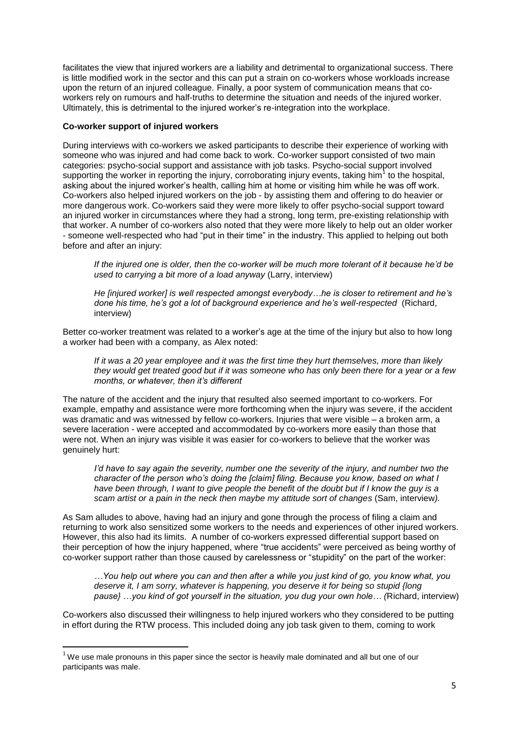facilitates the view that injured workers are a liability and detrimental to organizational success. There is little modified work in the sector and this can put a strain on co-workers whose workloads increase upon the return of an injured colleague. Finally, a poor system of communication means that co-workers rely on rumours and half-truths to determine the situation and needs of the injured worker. Ultimately, this is detrimental to the injured worker's re-integration into the workplace.

**Co-worker support of injured workers**

During interviews with co-workers we asked participants to describe their experience of working with someone who was injured and had come back to work. Co-worker support consisted of two main categories: psycho-social support and assistance with job tasks. Psycho-social support involved supporting the worker in reporting the injury, corroborating injury events, taking him[1] to the hospital, asking about the injured worker's health, calling him at home or visiting him while he was off work. Co-workers also helped injured workers on the job - by assisting them and offering to do heavier or more dangerous work. Co-workers said they were more likely to offer psycho-social support toward an injured worker in circumstances where they had a strong, long term, pre-existing relationship with that worker. A number of co-workers also noted that they were more likely to help out an older worker - someone well-respected who had "put in their time" in the industry. This applied to helping out both before and after an injury:

> *If the injured one is older, then the co-worker will be much more tolerant of it because he'd be used to carrying a bit more of a load anyway* (Larry, interview)

> *He [injured worker] is well respected amongst everybody…he is closer to retirement and he's done his time, he's got a lot of background experience and he's well-respected* (Richard, interview)

Better co-worker treatment was related to a worker's age at the time of the injury but also to how long a worker had been with a company, as Alex noted:

> *If it was a 20 year employee and it was the first time they hurt themselves, more than likely they would get treated good but if it was someone who has only been there for a year or a few months, or whatever, then it's different*

The nature of the accident and the injury that resulted also seemed important to co-workers. For example, empathy and assistance were more forthcoming when the injury was severe, if the accident was dramatic and was witnessed by fellow co-workers. Injuries that were visible – a broken arm, a severe laceration - were accepted and accommodated by co-workers more easily than those that were not. When an injury was visible it was easier for co-workers to believe that the worker was genuinely hurt:

> *I'd have to say again the severity, number one the severity of the injury, and number two the character of the person who's doing the [claim] filing. Because you know, based on what I have been through, I want to give people the benefit of the doubt but if I know the guy is a scam artist or a pain in the neck then maybe my attitude sort of changes* (Sam, interview*).*

As Sam alludes to above, having had an injury and gone through the process of filing a claim and returning to work also sensitized some workers to the needs and experiences of other injured workers. However, this also had its limits. A number of co-workers expressed differential support based on their perception of how the injury happened, where "true accidents" were perceived as being worthy of co-worker support rather than those caused by carelessness or "stupidity" on the part of the worker:

> *…You help out where you can and then after a while you just kind of go, you know what, you deserve it, I am sorry, whatever is happening, you deserve it for being so stupid {long pause} …you kind of got yourself in the situation, you dug your own hole… (*Richard, interview)

Co-workers also discussed their willingness to help injured workers who they considered to be putting in effort during the RTW process. This included doing any job task given to them, coming to work

---

[1] We use male pronouns in this paper since the sector is heavily male dominated and all but one of our participants was male.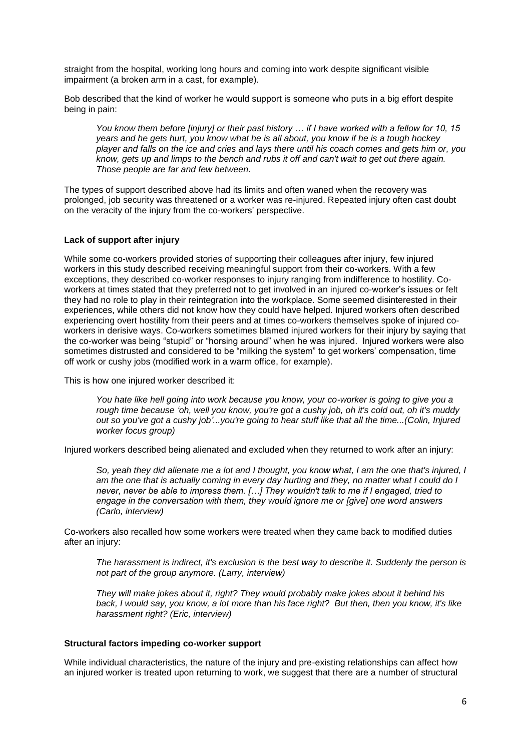straight from the hospital, working long hours and coming into work despite significant visible impairment (a broken arm in a cast, for example).

Bob described that the kind of worker he would support is someone who puts in a big effort despite being in pain:

> *You know them before [injury] or their past history … if I have worked with a fellow for 10, 15 years and he gets hurt, you know what he is all about, you know if he is a tough hockey player and falls on the ice and cries and lays there until his coach comes and gets him or, you know, gets up and limps to the bench and rubs it off and can't wait to get out there again. Those people are far and few between.*

The types of support described above had its limits and often waned when the recovery was prolonged, job security was threatened or a worker was re-injured. Repeated injury often cast doubt on the veracity of the injury from the co-workers' perspective.

**Lack of support after injury**

While some co-workers provided stories of supporting their colleagues after injury, few injured workers in this study described receiving meaningful support from their co-workers. With a few exceptions, they described co-worker responses to injury ranging from indifference to hostility. Co-workers at times stated that they preferred not to get involved in an injured co-worker's issues or felt they had no role to play in their reintegration into the workplace. Some seemed disinterested in their experiences, while others did not know how they could have helped. Injured workers often described experiencing overt hostility from their peers and at times co-workers themselves spoke of injured co-workers in derisive ways. Co-workers sometimes blamed injured workers for their injury by saying that the co-worker was being "stupid" or "horsing around" when he was injured. Injured workers were also sometimes distrusted and considered to be "milking the system" to get workers' compensation, time off work or cushy jobs (modified work in a warm office, for example).

This is how one injured worker described it:

> *You hate like hell going into work because you know, your co-worker is going to give you a rough time because 'oh, well you know, you're got a cushy job, oh it's cold out, oh it's muddy out so you've got a cushy job'...you're going to hear stuff like that all the time...(Colin, Injured worker focus group)*

Injured workers described being alienated and excluded when they returned to work after an injury:

> *So, yeah they did alienate me a lot and I thought, you know what, I am the one that's injured, I am the one that is actually coming in every day hurting and they, no matter what I could do I never, never be able to impress them. […] They wouldn't talk to me if I engaged, tried to engage in the conversation with them, they would ignore me or [give] one word answers (Carlo, interview)*

Co-workers also recalled how some workers were treated when they came back to modified duties after an injury:

> *The harassment is indirect, it's exclusion is the best way to describe it. Suddenly the person is not part of the group anymore. (Larry, interview)*

> *They will make jokes about it, right? They would probably make jokes about it behind his back, I would say, you know, a lot more than his face right? But then, then you know, it's like harassment right? (Eric, interview)*

**Structural factors impeding co-worker support**

While individual characteristics, the nature of the injury and pre-existing relationships can affect how an injured worker is treated upon returning to work, we suggest that there are a number of structural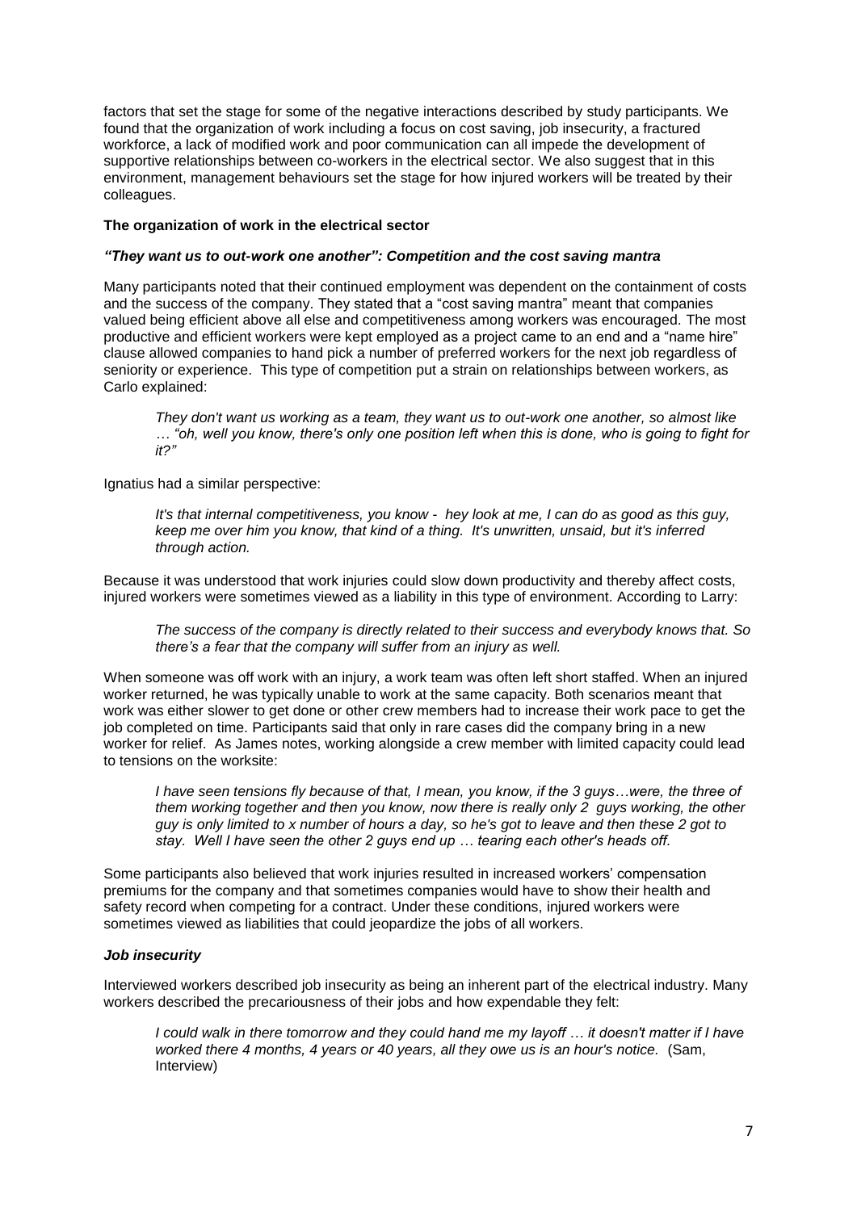factors that set the stage for some of the negative interactions described by study participants. We found that the organization of work including a focus on cost saving, job insecurity, a fractured workforce, a lack of modified work and poor communication can all impede the development of supportive relationships between co-workers in the electrical sector. We also suggest that in this environment, management behaviours set the stage for how injured workers will be treated by their colleagues.

**The organization of work in the electrical sector**

***"They want us to out-work one another": Competition and the cost saving mantra***

Many participants noted that their continued employment was dependent on the containment of costs and the success of the company. They stated that a "cost saving mantra" meant that companies valued being efficient above all else and competitiveness among workers was encouraged. The most productive and efficient workers were kept employed as a project came to an end and a "name hire" clause allowed companies to hand pick a number of preferred workers for the next job regardless of seniority or experience. This type of competition put a strain on relationships between workers, as Carlo explained:

> *They don't want us working as a team, they want us to out-work one another, so almost like … "oh, well you know, there's only one position left when this is done, who is going to fight for it?"*

Ignatius had a similar perspective:

> *It's that internal competitiveness, you know - hey look at me, I can do as good as this guy, keep me over him you know, that kind of a thing. It's unwritten, unsaid, but it's inferred through action.*

Because it was understood that work injuries could slow down productivity and thereby affect costs, injured workers were sometimes viewed as a liability in this type of environment. According to Larry:

> *The success of the company is directly related to their success and everybody knows that. So there's a fear that the company will suffer from an injury as well.*

When someone was off work with an injury, a work team was often left short staffed. When an injured worker returned, he was typically unable to work at the same capacity. Both scenarios meant that work was either slower to get done or other crew members had to increase their work pace to get the job completed on time. Participants said that only in rare cases did the company bring in a new worker for relief. As James notes, working alongside a crew member with limited capacity could lead to tensions on the worksite:

> *I have seen tensions fly because of that, I mean, you know, if the 3 guys…were, the three of them working together and then you know, now there is really only 2 guys working, the other guy is only limited to x number of hours a day, so he's got to leave and then these 2 got to stay. Well I have seen the other 2 guys end up … tearing each other's heads off.*

Some participants also believed that work injuries resulted in increased workers' compensation premiums for the company and that sometimes companies would have to show their health and safety record when competing for a contract. Under these conditions, injured workers were sometimes viewed as liabilities that could jeopardize the jobs of all workers.

***Job insecurity***

Interviewed workers described job insecurity as being an inherent part of the electrical industry. Many workers described the precariousness of their jobs and how expendable they felt:

> *I could walk in there tomorrow and they could hand me my layoff … it doesn't matter if I have worked there 4 months, 4 years or 40 years, all they owe us is an hour's notice.* (Sam, Interview)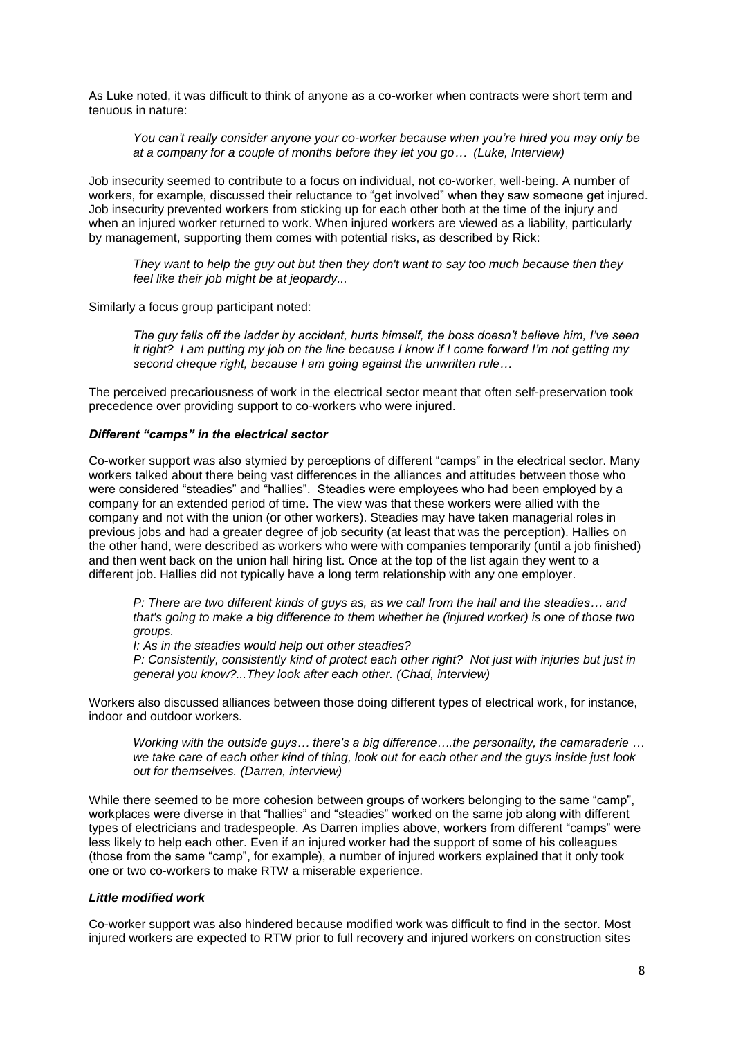As Luke noted, it was difficult to think of anyone as a co-worker when contracts were short term and tenuous in nature:

> *You can't really consider anyone your co-worker because when you're hired you may only be at a company for a couple of months before they let you go… (Luke, Interview)*

Job insecurity seemed to contribute to a focus on individual, not co-worker, well-being. A number of workers, for example, discussed their reluctance to "get involved" when they saw someone get injured. Job insecurity prevented workers from sticking up for each other both at the time of the injury and when an injured worker returned to work. When injured workers are viewed as a liability, particularly by management, supporting them comes with potential risks, as described by Rick:

> *They want to help the guy out but then they don't want to say too much because then they feel like their job might be at jeopardy...*

Similarly a focus group participant noted:

> *The guy falls off the ladder by accident, hurts himself, the boss doesn't believe him, I've seen it right? I am putting my job on the line because I know if I come forward I'm not getting my second cheque right, because I am going against the unwritten rule…*

The perceived precariousness of work in the electrical sector meant that often self-preservation took precedence over providing support to co-workers who were injured.

### *Different "camps" in the electrical sector*

Co-worker support was also stymied by perceptions of different "camps" in the electrical sector. Many workers talked about there being vast differences in the alliances and attitudes between those who were considered "steadies" and "hallies". Steadies were employees who had been employed by a company for an extended period of time. The view was that these workers were allied with the company and not with the union (or other workers). Steadies may have taken managerial roles in previous jobs and had a greater degree of job security (at least that was the perception). Hallies on the other hand, were described as workers who were with companies temporarily (until a job finished) and then went back on the union hall hiring list. Once at the top of the list again they went to a different job. Hallies did not typically have a long term relationship with any one employer.

> *P: There are two different kinds of guys as, as we call from the hall and the steadies… and that's going to make a big difference to them whether he (injured worker) is one of those two groups.*
>
> *I: As in the steadies would help out other steadies?*
>
> *P: Consistently, consistently kind of protect each other right? Not just with injuries but just in general you know?...They look after each other. (Chad, interview)*

Workers also discussed alliances between those doing different types of electrical work, for instance, indoor and outdoor workers.

> *Working with the outside guys… there's a big difference….the personality, the camaraderie … we take care of each other kind of thing, look out for each other and the guys inside just look out for themselves. (Darren, interview)*

While there seemed to be more cohesion between groups of workers belonging to the same "camp", workplaces were diverse in that "hallies" and "steadies" worked on the same job along with different types of electricians and tradespeople. As Darren implies above, workers from different "camps" were less likely to help each other. Even if an injured worker had the support of some of his colleagues (those from the same "camp", for example), a number of injured workers explained that it only took one or two co-workers to make RTW a miserable experience.

### *Little modified work*

Co-worker support was also hindered because modified work was difficult to find in the sector. Most injured workers are expected to RTW prior to full recovery and injured workers on construction sites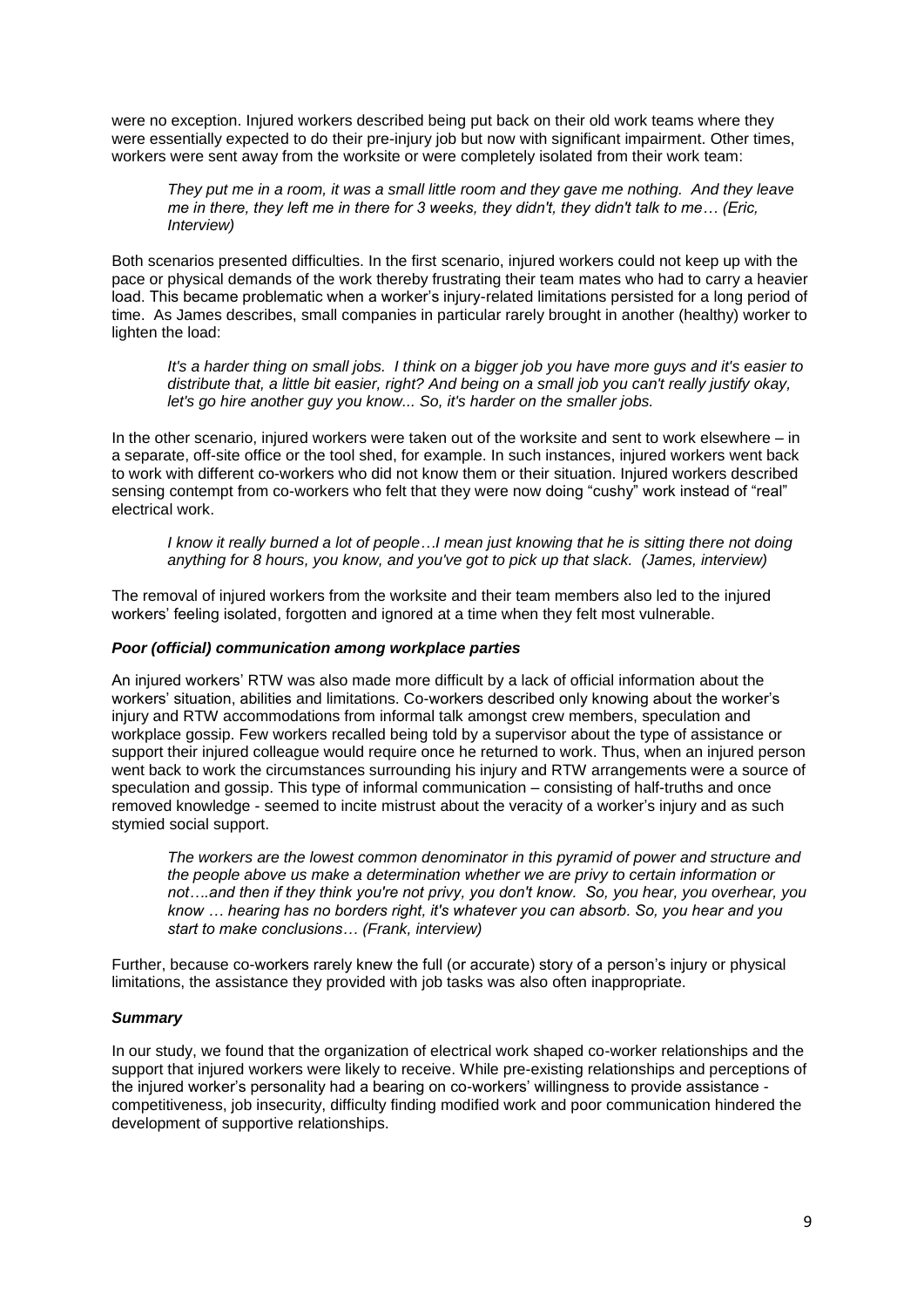were no exception. Injured workers described being put back on their old work teams where they were essentially expected to do their pre-injury job but now with significant impairment. Other times, workers were sent away from the worksite or were completely isolated from their work team:

> *They put me in a room, it was a small little room and they gave me nothing. And they leave me in there, they left me in there for 3 weeks, they didn't, they didn't talk to me… (Eric, Interview)*

Both scenarios presented difficulties. In the first scenario, injured workers could not keep up with the pace or physical demands of the work thereby frustrating their team mates who had to carry a heavier load. This became problematic when a worker's injury-related limitations persisted for a long period of time. As James describes, small companies in particular rarely brought in another (healthy) worker to lighten the load:

> *It's a harder thing on small jobs. I think on a bigger job you have more guys and it's easier to distribute that, a little bit easier, right? And being on a small job you can't really justify okay, let's go hire another guy you know... So, it's harder on the smaller jobs.*

In the other scenario, injured workers were taken out of the worksite and sent to work elsewhere – in a separate, off-site office or the tool shed, for example. In such instances, injured workers went back to work with different co-workers who did not know them or their situation. Injured workers described sensing contempt from co-workers who felt that they were now doing "cushy" work instead of "real" electrical work.

> *I know it really burned a lot of people…I mean just knowing that he is sitting there not doing anything for 8 hours, you know, and you've got to pick up that slack. (James, interview)*

The removal of injured workers from the worksite and their team members also led to the injured workers' feeling isolated, forgotten and ignored at a time when they felt most vulnerable.

#### ***Poor (official) communication among workplace parties***

An injured workers' RTW was also made more difficult by a lack of official information about the workers' situation, abilities and limitations. Co-workers described only knowing about the worker's injury and RTW accommodations from informal talk amongst crew members, speculation and workplace gossip. Few workers recalled being told by a supervisor about the type of assistance or support their injured colleague would require once he returned to work. Thus, when an injured person went back to work the circumstances surrounding his injury and RTW arrangements were a source of speculation and gossip. This type of informal communication – consisting of half-truths and once removed knowledge - seemed to incite mistrust about the veracity of a worker's injury and as such stymied social support.

> *The workers are the lowest common denominator in this pyramid of power and structure and the people above us make a determination whether we are privy to certain information or not….and then if they think you're not privy, you don't know. So, you hear, you overhear, you know … hearing has no borders right, it's whatever you can absorb. So, you hear and you start to make conclusions… (Frank, interview)*

Further, because co-workers rarely knew the full (or accurate) story of a person's injury or physical limitations, the assistance they provided with job tasks was also often inappropriate.

#### ***Summary***

In our study, we found that the organization of electrical work shaped co-worker relationships and the support that injured workers were likely to receive. While pre-existing relationships and perceptions of the injured worker's personality had a bearing on co-workers' willingness to provide assistance - competitiveness, job insecurity, difficulty finding modified work and poor communication hindered the development of supportive relationships.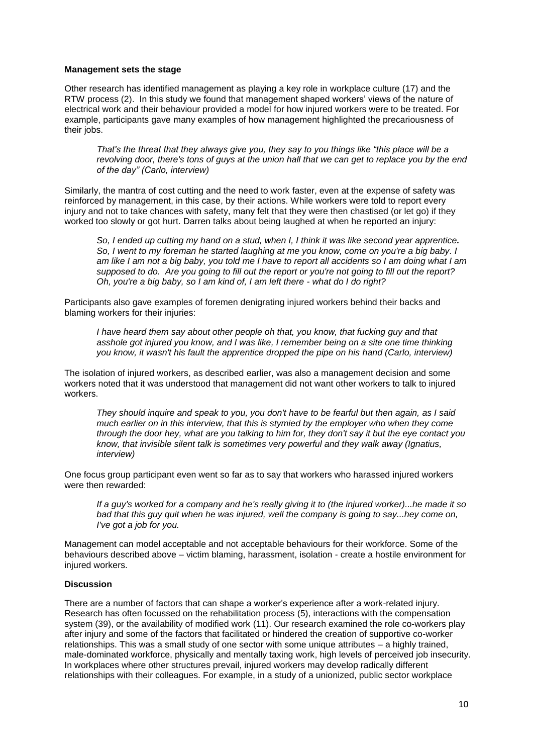**Management sets the stage**

Other research has identified management as playing a key role in workplace culture (17) and the RTW process (2). In this study we found that management shaped workers' views of the nature of electrical work and their behaviour provided a model for how injured workers were to be treated. For example, participants gave many examples of how management highlighted the precariousness of their jobs.

> *That's the threat that they always give you, they say to you things like "this place will be a revolving door, there's tons of guys at the union hall that we can get to replace you by the end of the day" (Carlo, interview)*

Similarly, the mantra of cost cutting and the need to work faster, even at the expense of safety was reinforced by management, in this case, by their actions. While workers were told to report every injury and not to take chances with safety, many felt that they were then chastised (or let go) if they worked too slowly or got hurt. Darren talks about being laughed at when he reported an injury:

> *So, I ended up cutting my hand on a stud, when I, I think it was like second year apprentice. So, I went to my foreman he started laughing at me you know, come on you're a big baby. I am like I am not a big baby, you told me I have to report all accidents so I am doing what I am supposed to do. Are you going to fill out the report or you're not going to fill out the report? Oh, you're a big baby, so I am kind of, I am left there - what do I do right?*

Participants also gave examples of foremen denigrating injured workers behind their backs and blaming workers for their injuries:

> *I have heard them say about other people oh that, you know, that fucking guy and that asshole got injured you know, and I was like, I remember being on a site one time thinking you know, it wasn't his fault the apprentice dropped the pipe on his hand (Carlo, interview)*

The isolation of injured workers, as described earlier, was also a management decision and some workers noted that it was understood that management did not want other workers to talk to injured workers.

> *They should inquire and speak to you, you don't have to be fearful but then again, as I said much earlier on in this interview, that this is stymied by the employer who when they come through the door hey, what are you talking to him for, they don't say it but the eye contact you know, that invisible silent talk is sometimes very powerful and they walk away (Ignatius, interview)*

One focus group participant even went so far as to say that workers who harassed injured workers were then rewarded:

> *If a guy's worked for a company and he's really giving it to (the injured worker)...he made it so bad that this guy quit when he was injured, well the company is going to say...hey come on, I've got a job for you.*

Management can model acceptable and not acceptable behaviours for their workforce. Some of the behaviours described above – victim blaming, harassment, isolation - create a hostile environment for injured workers.

**Discussion**

There are a number of factors that can shape a worker's experience after a work-related injury. Research has often focussed on the rehabilitation process (5), interactions with the compensation system (39), or the availability of modified work (11). Our research examined the role co-workers play after injury and some of the factors that facilitated or hindered the creation of supportive co-worker relationships. This was a small study of one sector with some unique attributes – a highly trained, male-dominated workforce, physically and mentally taxing work, high levels of perceived job insecurity. In workplaces where other structures prevail, injured workers may develop radically different relationships with their colleagues. For example, in a study of a unionized, public sector workplace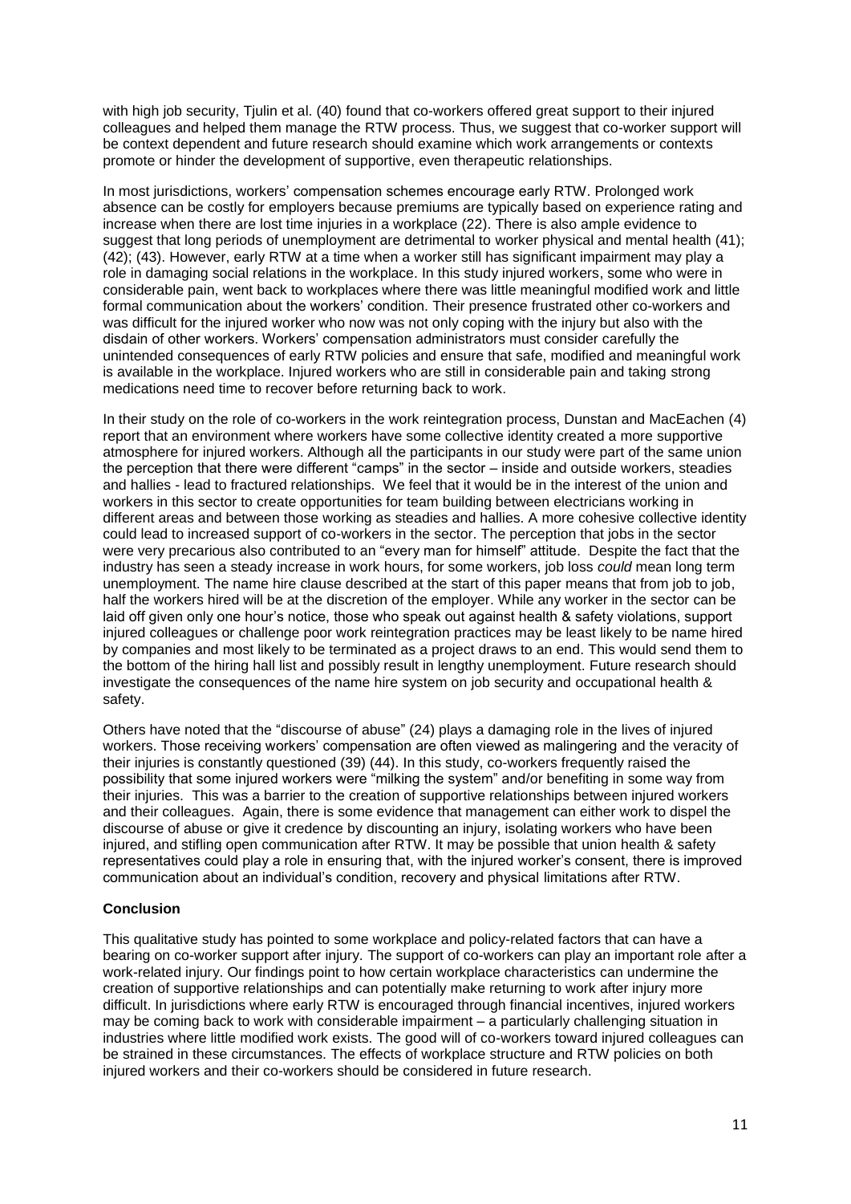with high job security, Tjulin et al. (40) found that co-workers offered great support to their injured colleagues and helped them manage the RTW process. Thus, we suggest that co-worker support will be context dependent and future research should examine which work arrangements or contexts promote or hinder the development of supportive, even therapeutic relationships.

In most jurisdictions, workers' compensation schemes encourage early RTW. Prolonged work absence can be costly for employers because premiums are typically based on experience rating and increase when there are lost time injuries in a workplace (22). There is also ample evidence to suggest that long periods of unemployment are detrimental to worker physical and mental health (41); (42); (43). However, early RTW at a time when a worker still has significant impairment may play a role in damaging social relations in the workplace. In this study injured workers, some who were in considerable pain, went back to workplaces where there was little meaningful modified work and little formal communication about the workers' condition. Their presence frustrated other co-workers and was difficult for the injured worker who now was not only coping with the injury but also with the disdain of other workers. Workers' compensation administrators must consider carefully the unintended consequences of early RTW policies and ensure that safe, modified and meaningful work is available in the workplace. Injured workers who are still in considerable pain and taking strong medications need time to recover before returning back to work.

In their study on the role of co-workers in the work reintegration process, Dunstan and MacEachen (4) report that an environment where workers have some collective identity created a more supportive atmosphere for injured workers. Although all the participants in our study were part of the same union the perception that there were different "camps" in the sector – inside and outside workers, steadies and hallies - lead to fractured relationships. We feel that it would be in the interest of the union and workers in this sector to create opportunities for team building between electricians working in different areas and between those working as steadies and hallies. A more cohesive collective identity could lead to increased support of co-workers in the sector. The perception that jobs in the sector were very precarious also contributed to an "every man for himself" attitude. Despite the fact that the industry has seen a steady increase in work hours, for some workers, job loss *could* mean long term unemployment. The name hire clause described at the start of this paper means that from job to job, half the workers hired will be at the discretion of the employer. While any worker in the sector can be laid off given only one hour's notice, those who speak out against health & safety violations, support injured colleagues or challenge poor work reintegration practices may be least likely to be name hired by companies and most likely to be terminated as a project draws to an end. This would send them to the bottom of the hiring hall list and possibly result in lengthy unemployment. Future research should investigate the consequences of the name hire system on job security and occupational health & safety.

Others have noted that the "discourse of abuse" (24) plays a damaging role in the lives of injured workers. Those receiving workers' compensation are often viewed as malingering and the veracity of their injuries is constantly questioned (39) (44). In this study, co-workers frequently raised the possibility that some injured workers were "milking the system" and/or benefiting in some way from their injuries. This was a barrier to the creation of supportive relationships between injured workers and their colleagues. Again, there is some evidence that management can either work to dispel the discourse of abuse or give it credence by discounting an injury, isolating workers who have been injured, and stifling open communication after RTW. It may be possible that union health & safety representatives could play a role in ensuring that, with the injured worker's consent, there is improved communication about an individual's condition, recovery and physical limitations after RTW.

## Conclusion

This qualitative study has pointed to some workplace and policy-related factors that can have a bearing on co-worker support after injury. The support of co-workers can play an important role after a work-related injury. Our findings point to how certain workplace characteristics can undermine the creation of supportive relationships and can potentially make returning to work after injury more difficult. In jurisdictions where early RTW is encouraged through financial incentives, injured workers may be coming back to work with considerable impairment – a particularly challenging situation in industries where little modified work exists. The good will of co-workers toward injured colleagues can be strained in these circumstances. The effects of workplace structure and RTW policies on both injured workers and their co-workers should be considered in future research.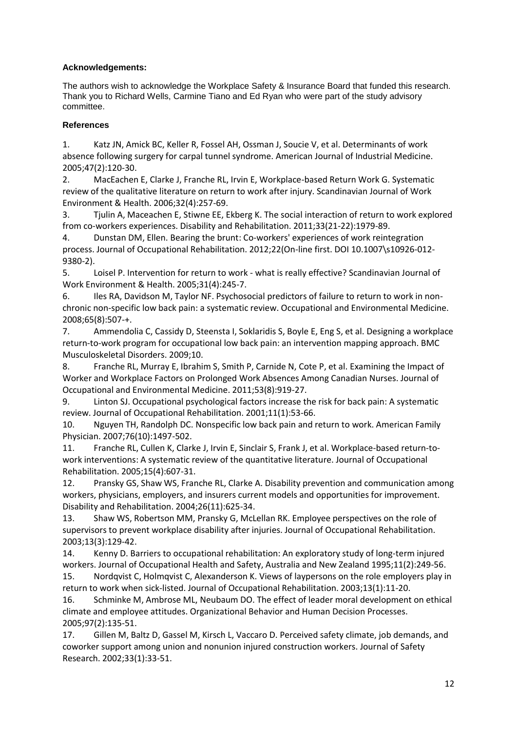**Acknowledgements:**

The authors wish to acknowledge the Workplace Safety & Insurance Board that funded this research. Thank you to Richard Wells, Carmine Tiano and Ed Ryan who were part of the study advisory committee.

**References**

1. Katz JN, Amick BC, Keller R, Fossel AH, Ossman J, Soucie V, et al. Determinants of work absence following surgery for carpal tunnel syndrome. American Journal of Industrial Medicine. 2005;47(2):120-30.
2. MacEachen E, Clarke J, Franche RL, Irvin E, Workplace-based Return Work G. Systematic review of the qualitative literature on return to work after injury. Scandinavian Journal of Work Environment & Health. 2006;32(4):257-69.
3. Tjulin A, Maceachen E, Stiwne EE, Ekberg K. The social interaction of return to work explored from co-workers experiences. Disability and Rehabilitation. 2011;33(21-22):1979-89.
4. Dunstan DM, Ellen. Bearing the brunt: Co-workers' experiences of work reintegration process. Journal of Occupational Rehabilitation. 2012;22(On-line first. DOI 10.1007\s10926-012-9380-2).
5. Loisel P. Intervention for return to work - what is really effective? Scandinavian Journal of Work Environment & Health. 2005;31(4):245-7.
6. Iles RA, Davidson M, Taylor NF. Psychosocial predictors of failure to return to work in non-chronic non-specific low back pain: a systematic review. Occupational and Environmental Medicine. 2008;65(8):507-+.
7. Ammendolia C, Cassidy D, Steensta I, Soklaridis S, Boyle E, Eng S, et al. Designing a workplace return-to-work program for occupational low back pain: an intervention mapping approach. BMC Musculoskeletal Disorders. 2009;10.
8. Franche RL, Murray E, Ibrahim S, Smith P, Carnide N, Cote P, et al. Examining the Impact of Worker and Workplace Factors on Prolonged Work Absences Among Canadian Nurses. Journal of Occupational and Environmental Medicine. 2011;53(8):919-27.
9. Linton SJ. Occupational psychological factors increase the risk for back pain: A systematic review. Journal of Occupational Rehabilitation. 2001;11(1):53-66.
10. Nguyen TH, Randolph DC. Nonspecific low back pain and return to work. American Family Physician. 2007;76(10):1497-502.
11. Franche RL, Cullen K, Clarke J, Irvin E, Sinclair S, Frank J, et al. Workplace-based return-to-work interventions: A systematic review of the quantitative literature. Journal of Occupational Rehabilitation. 2005;15(4):607-31.
12. Pransky GS, Shaw WS, Franche RL, Clarke A. Disability prevention and communication among workers, physicians, employers, and insurers current models and opportunities for improvement. Disability and Rehabilitation. 2004;26(11):625-34.
13. Shaw WS, Robertson MM, Pransky G, McLellan RK. Employee perspectives on the role of supervisors to prevent workplace disability after injuries. Journal of Occupational Rehabilitation. 2003;13(3):129-42.
14. Kenny D. Barriers to occupational rehabilitation: An exploratory study of long-term injured workers. Journal of Occupational Health and Safety, Australia and New Zealand 1995;11(2):249-56.
15. Nordqvist C, Holmqvist C, Alexanderson K. Views of laypersons on the role employers play in return to work when sick-listed. Journal of Occupational Rehabilitation. 2003;13(1):11-20.
16. Schminke M, Ambrose ML, Neubaum DO. The effect of leader moral development on ethical climate and employee attitudes. Organizational Behavior and Human Decision Processes. 2005;97(2):135-51.
17. Gillen M, Baltz D, Gassel M, Kirsch L, Vaccaro D. Perceived safety climate, job demands, and coworker support among union and nonunion injured construction workers. Journal of Safety Research. 2002;33(1):33-51.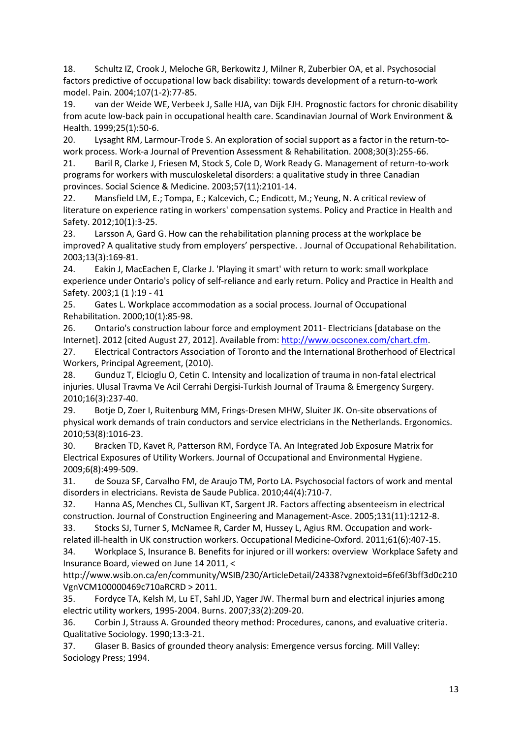18. Schultz IZ, Crook J, Meloche GR, Berkowitz J, Milner R, Zuberbier OA, et al. Psychosocial factors predictive of occupational low back disability: towards development of a return-to-work model. Pain. 2004;107(1-2):77-85.
19. van der Weide WE, Verbeek J, Salle HJA, van Dijk FJH. Prognostic factors for chronic disability from acute low-back pain in occupational health care. Scandinavian Journal of Work Environment & Health. 1999;25(1):50-6.
20. Lysaght RM, Larmour-Trode S. An exploration of social support as a factor in the return-to-work process. Work-a Journal of Prevention Assessment & Rehabilitation. 2008;30(3):255-66.
21. Baril R, Clarke J, Friesen M, Stock S, Cole D, Work Ready G. Management of return-to-work programs for workers with musculoskeletal disorders: a qualitative study in three Canadian provinces. Social Science & Medicine. 2003;57(11):2101-14.
22. Mansfield LM, E.; Tompa, E.; Kalcevich, C.; Endicott, M.; Yeung, N. A critical review of literature on experience rating in workers' compensation systems. Policy and Practice in Health and Safety. 2012;10(1):3-25.
23. Larsson A, Gard G. How can the rehabilitation planning process at the workplace be improved? A qualitative study from employers' perspective. . Journal of Occupational Rehabilitation. 2003;13(3):169-81.
24. Eakin J, MacEachen E, Clarke J. 'Playing it smart' with return to work: small workplace experience under Ontario's policy of self-reliance and early return. Policy and Practice in Health and Safety. 2003;1 (1 ):19 - 41
25. Gates L. Workplace accommodation as a social process. Journal of Occupational Rehabilitation. 2000;10(1):85-98.
26. Ontario's construction labour force and employment 2011- Electricians [database on the Internet]. 2012 [cited August 27, 2012]. Available from: http://www.ocsconex.com/chart.cfm.
27. Electrical Contractors Association of Toronto and the International Brotherhood of Electrical Workers, Principal Agreement, (2010).
28. Gunduz T, Elcioglu O, Cetin C. Intensity and localization of trauma in non-fatal electrical injuries. Ulusal Travma Ve Acil Cerrahi Dergisi-Turkish Journal of Trauma & Emergency Surgery. 2010;16(3):237-40.
29. Botje D, Zoer I, Ruitenburg MM, Frings-Dresen MHW, Sluiter JK. On-site observations of physical work demands of train conductors and service electricians in the Netherlands. Ergonomics. 2010;53(8):1016-23.
30. Bracken TD, Kavet R, Patterson RM, Fordyce TA. An Integrated Job Exposure Matrix for Electrical Exposures of Utility Workers. Journal of Occupational and Environmental Hygiene. 2009;6(8):499-509.
31. de Souza SF, Carvalho FM, de Araujo TM, Porto LA. Psychosocial factors of work and mental disorders in electricians. Revista de Saude Publica. 2010;44(4):710-7.
32. Hanna AS, Menches CL, Sullivan KT, Sargent JR. Factors affecting absenteeism in electrical construction. Journal of Construction Engineering and Management-Asce. 2005;131(11):1212-8.
33. Stocks SJ, Turner S, McNamee R, Carder M, Hussey L, Agius RM. Occupation and work-related ill-health in UK construction workers. Occupational Medicine-Oxford. 2011;61(6):407-15.
34. Workplace S, Insurance B. Benefits for injured or ill workers: overview Workplace Safety and Insurance Board, viewed on June 14 2011, < http://www.wsib.on.ca/en/community/WSIB/230/ArticleDetail/24338?vgnextoid=6fe6f3bff3d0c210VgnVCM100000469c710aRCRD > 2011.
35. Fordyce TA, Kelsh M, Lu ET, Sahl JD, Yager JW. Thermal burn and electrical injuries among electric utility workers, 1995-2004. Burns. 2007;33(2):209-20.
36. Corbin J, Strauss A. Grounded theory method: Procedures, canons, and evaluative criteria. Qualitative Sociology. 1990;13:3-21.
37. Glaser B. Basics of grounded theory analysis: Emergence versus forcing. Mill Valley: Sociology Press; 1994.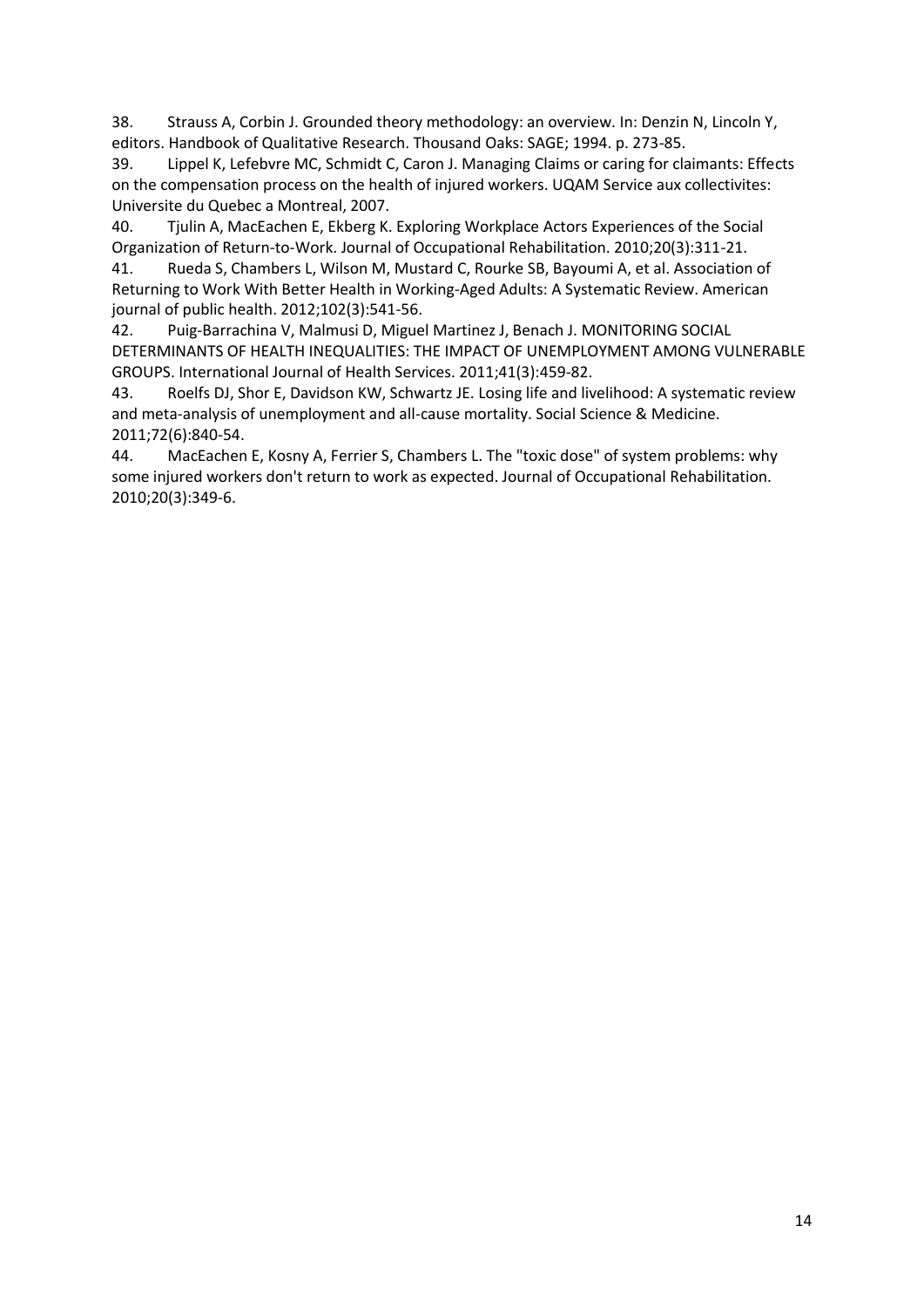38. Strauss A, Corbin J. Grounded theory methodology: an overview. In: Denzin N, Lincoln Y, editors. Handbook of Qualitative Research. Thousand Oaks: SAGE; 1994. p. 273-85.
39. Lippel K, Lefebvre MC, Schmidt C, Caron J. Managing Claims or caring for claimants: Effects on the compensation process on the health of injured workers. UQAM Service aux collectivites: Universite du Quebec a Montreal, 2007.
40. Tjulin A, MacEachen E, Ekberg K. Exploring Workplace Actors Experiences of the Social Organization of Return-to-Work. Journal of Occupational Rehabilitation. 2010;20(3):311-21.
41. Rueda S, Chambers L, Wilson M, Mustard C, Rourke SB, Bayoumi A, et al. Association of Returning to Work With Better Health in Working-Aged Adults: A Systematic Review. American journal of public health. 2012;102(3):541-56.
42. Puig-Barrachina V, Malmusi D, Miguel Martinez J, Benach J. MONITORING SOCIAL DETERMINANTS OF HEALTH INEQUALITIES: THE IMPACT OF UNEMPLOYMENT AMONG VULNERABLE GROUPS. International Journal of Health Services. 2011;41(3):459-82.
43. Roelfs DJ, Shor E, Davidson KW, Schwartz JE. Losing life and livelihood: A systematic review and meta-analysis of unemployment and all-cause mortality. Social Science & Medicine. 2011;72(6):840-54.
44. MacEachen E, Kosny A, Ferrier S, Chambers L. The "toxic dose" of system problems: why some injured workers don't return to work as expected. Journal of Occupational Rehabilitation. 2010;20(3):349-6.